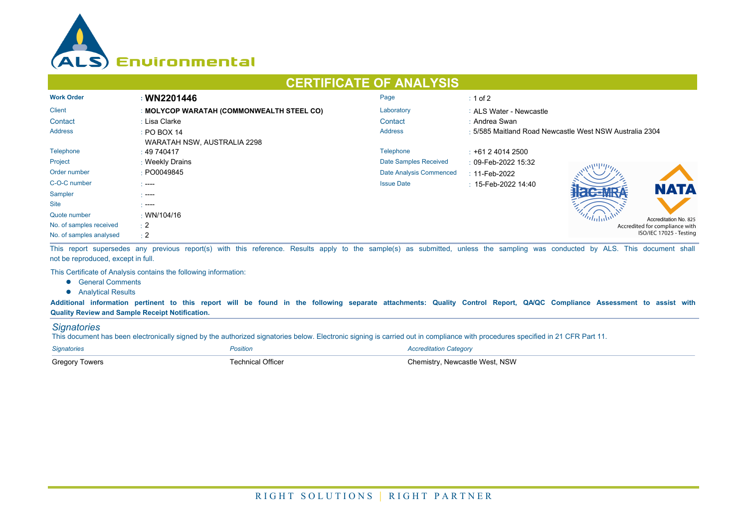# CERTIFICATE OF ANALYSIS

| | | | |
|---|---|---|---|
| **Work Order** | : **WN2201446** | Page | : 1 of 2 |
| Client | : **MOLYCOP WARATAH (COMMONWEALTH STEEL CO)** | Laboratory | : ALS Water - Newcastle |
| Contact | : Lisa Clarke | Contact | : Andrea Swan |
| Address | : PO BOX 14 WARATAH NSW, AUSTRALIA 2298 | Address | : 5/585 Maitland Road Newcastle West NSW Australia 2304 |
| Telephone | : 49 740417 | Telephone | : +61 2 4014 2500 |
| Project | : Weekly Drains | Date Samples Received | : 09-Feb-2022 15:32 |
| Order number | : PO0049845 | Date Analysis Commenced | : 11-Feb-2022 |
| C-O-C number | : ---- | Issue Date | : 15-Feb-2022 14:40 |
| Sampler | : ---- | | |
| Site | : ---- | | |
| Quote number | : WN/104/16 | | |
| No. of samples received | : 2 | | |
| No. of samples analysed | : 2 | | |

Accreditation No. 825
Accredited for compliance with ISO/IEC 17025 - Testing

This report supersedes any previous report(s) with this reference. Results apply to the sample(s) as submitted, unless the sampling was conducted by ALS. This document shall not be reproduced, except in full.

This Certificate of Analysis contains the following information:

- General Comments
- Analytical Results

**Additional information pertinent to this report will be found in the following separate attachments: Quality Control Report, QA/QC Compliance Assessment to assist with Quality Review and Sample Receipt Notification.**

## *Signatories*

This document has been electronically signed by the authorized signatories below. Electronic signing is carried out in compliance with procedures specified in 21 CFR Part 11.

| *Signatories* | *Position* | *Accreditation Category* |
|---|---|---|
| Gregory Towers | Technical Officer | Chemistry, Newcastle West, NSW |

RIGHT SOLUTIONS | RIGHT PARTNER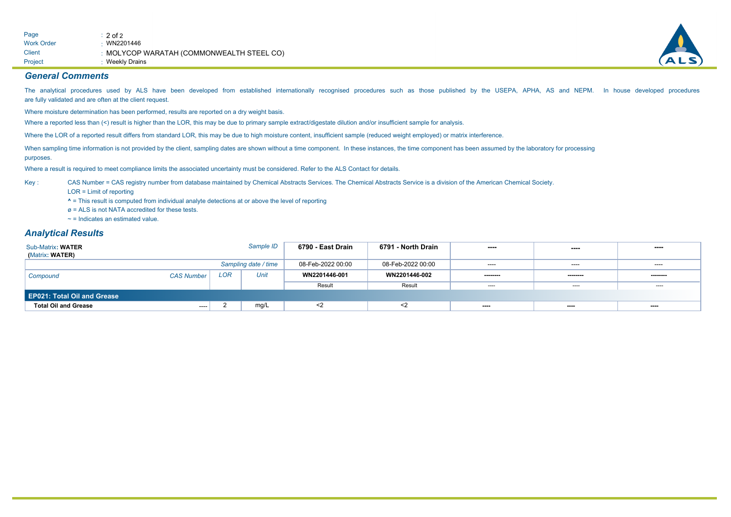## General Comments

The analytical procedures used by ALS have been developed from established internationally recognised procedures such as those published by the USEPA, APHA, AS and NEPM. In house developed procedures are fully validated and are often at the client request.

Where moisture determination has been performed, results are reported on a dry weight basis.

Where a reported less than (<) result is higher than the LOR, this may be due to primary sample extract/digestate dilution and/or insufficient sample for analysis.

Where the LOR of a reported result differs from standard LOR, this may be due to high moisture content, insufficient sample (reduced weight employed) or matrix interference.

When sampling time information is not provided by the client, sampling dates are shown without a time component. In these instances, the time component has been assumed by the laboratory for processing purposes.

Where a result is required to meet compliance limits the associated uncertainty must be considered. Refer to the ALS Contact for details.

Key : CAS Number = CAS registry number from database maintained by Chemical Abstracts Services. The Chemical Abstracts Service is a division of the American Chemical Society.

LOR = Limit of reporting

^ = This result is computed from individual analyte detections at or above the level of reporting

ø = ALS is not NATA accredited for these tests.

~ = Indicates an estimated value.

## Analytical Results

| Sub-Matrix: **WATER** (Matrix: **WATER**) | | | Sample ID | **6790 - East Drain** | **6791 - North Drain** | ---- | ---- | ---- |
|---|---|---|---|---|---|---|---|---|
| | | | Sampling date / time | 08-Feb-2022 00:00 | 08-Feb-2022 00:00 | ---- | ---- | ---- |
| Compound | CAS Number | LOR | Unit | **WN2201446-001** | **WN2201446-002** | -------- | -------- | -------- |
| | | | | Result | Result | ---- | ---- | ---- |
| **EP021: Total Oil and Grease** | | | | | | | | |
| **Total Oil and Grease** | ---- | 2 | mg/L | <2 | <2 | ---- | ---- | ---- |